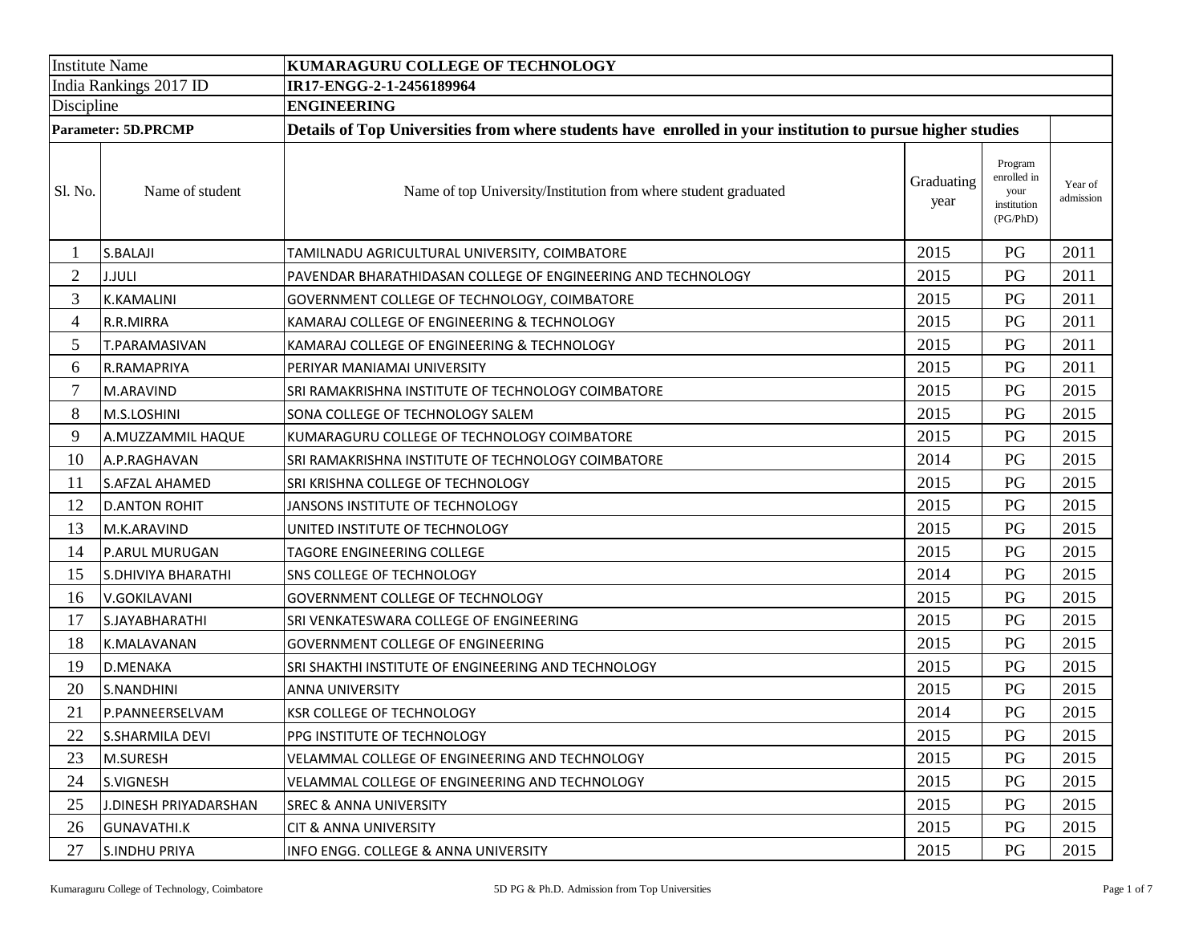| Institute Name | | KUMARAGURU COLLEGE OF TECHNOLOGY | | | |
|---|---|---|---|---|---|
| India Rankings 2017 ID | | IR17-ENGG-2-1-2456189964 | | | |
| Discipline | | ENGINEERING | | | |
| Parameter: 5D.PRCMP | | Details of Top Universities from where students have enrolled in your institution to pursue higher studies | | | |
| Sl. No. | Name of student | Name of top University/Institution from where student graduated | Graduating year | Program enrolled in your institution (PG/PhD) | Year of admission |
| 1 | S.BALAJI | TAMILNADU AGRICULTURAL UNIVERSITY, COIMBATORE | 2015 | PG | 2011 |
| 2 | J.JULI | PAVENDAR BHARATHIDASAN COLLEGE OF ENGINEERING AND TECHNOLOGY | 2015 | PG | 2011 |
| 3 | K.KAMALINI | GOVERNMENT COLLEGE OF TECHNOLOGY, COIMBATORE | 2015 | PG | 2011 |
| 4 | R.R.MIRRA | KAMARAJ COLLEGE OF ENGINEERING & TECHNOLOGY | 2015 | PG | 2011 |
| 5 | T.PARAMASIVAN | KAMARAJ COLLEGE OF ENGINEERING & TECHNOLOGY | 2015 | PG | 2011 |
| 6 | R.RAMAPRIYA | PERIYAR MANIAMAI UNIVERSITY | 2015 | PG | 2011 |
| 7 | M.ARAVIND | SRI RAMAKRISHNA INSTITUTE OF TECHNOLOGY COIMBATORE | 2015 | PG | 2015 |
| 8 | M.S.LOSHINI | SONA COLLEGE OF TECHNOLOGY SALEM | 2015 | PG | 2015 |
| 9 | A.MUZZAMMIL HAQUE | KUMARAGURU COLLEGE OF TECHNOLOGY COIMBATORE | 2015 | PG | 2015 |
| 10 | A.P.RAGHAVAN | SRI RAMAKRISHNA INSTITUTE OF TECHNOLOGY COIMBATORE | 2014 | PG | 2015 |
| 11 | S.AFZAL AHAMED | SRI KRISHNA COLLEGE OF TECHNOLOGY | 2015 | PG | 2015 |
| 12 | D.ANTON ROHIT | JANSONS INSTITUTE OF TECHNOLOGY | 2015 | PG | 2015 |
| 13 | M.K.ARAVIND | UNITED INSTITUTE OF TECHNOLOGY | 2015 | PG | 2015 |
| 14 | P.ARUL MURUGAN | TAGORE ENGINEERING COLLEGE | 2015 | PG | 2015 |
| 15 | S.DHIVIYA BHARATHI | SNS COLLEGE OF TECHNOLOGY | 2014 | PG | 2015 |
| 16 | V.GOKILAVANI | GOVERNMENT COLLEGE OF TECHNOLOGY | 2015 | PG | 2015 |
| 17 | S.JAYABHARATHI | SRI VENKATESWARA COLLEGE OF ENGINEERING | 2015 | PG | 2015 |
| 18 | K.MALAVANAN | GOVERNMENT COLLEGE OF ENGINEERING | 2015 | PG | 2015 |
| 19 | D.MENAKA | SRI SHAKTHI INSTITUTE OF ENGINEERING AND TECHNOLOGY | 2015 | PG | 2015 |
| 20 | S.NANDHINI | ANNA UNIVERSITY | 2015 | PG | 2015 |
| 21 | P.PANNEERSELVAM | KSR COLLEGE OF TECHNOLOGY | 2014 | PG | 2015 |
| 22 | S.SHARMILA DEVI | PPG INSTITUTE OF TECHNOLOGY | 2015 | PG | 2015 |
| 23 | M.SURESH | VELAMMAL COLLEGE OF ENGINEERING AND TECHNOLOGY | 2015 | PG | 2015 |
| 24 | S.VIGNESH | VELAMMAL COLLEGE OF ENGINEERING AND TECHNOLOGY | 2015 | PG | 2015 |
| 25 | J.DINESH PRIYADARSHAN | SREC & ANNA UNIVERSITY | 2015 | PG | 2015 |
| 26 | GUNAVATHI.K | CIT & ANNA UNIVERSITY | 2015 | PG | 2015 |
| 27 | S.INDHU PRIYA | INFO ENGG. COLLEGE & ANNA UNIVERSITY | 2015 | PG | 2015 |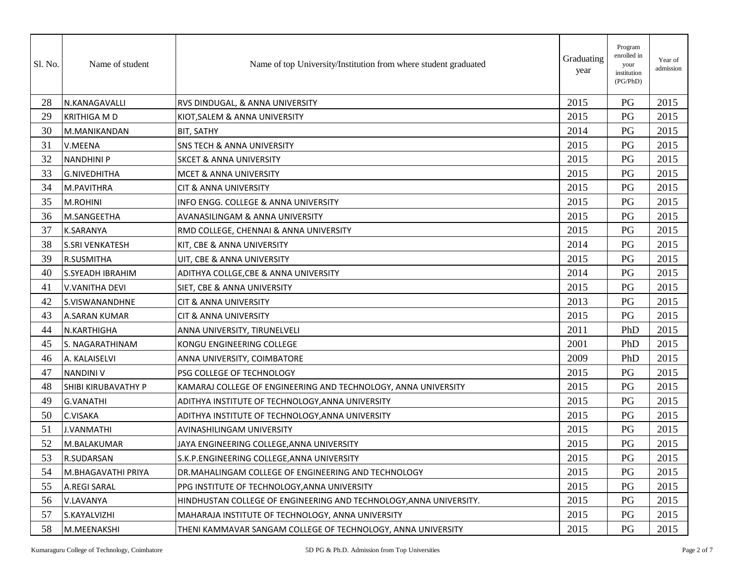| Sl. No. | Name of student | Name of top University/Institution from where student graduated | Graduating year | Program enrolled in your institution (PG/PhD) | Year of admission |
|---|---|---|---|---|---|
| 28 | N.KANAGAVALLI | RVS DINDUGAL, & ANNA UNIVERSITY | 2015 | PG | 2015 |
| 29 | KRITHIGA M D | KIOT,SALEM & ANNA UNIVERSITY | 2015 | PG | 2015 |
| 30 | M.MANIKANDAN | BIT, SATHY | 2014 | PG | 2015 |
| 31 | V.MEENA | SNS TECH & ANNA UNIVERSITY | 2015 | PG | 2015 |
| 32 | NANDHINI P | SKCET & ANNA UNIVERSITY | 2015 | PG | 2015 |
| 33 | G.NIVEDHITHA | MCET & ANNA UNIVERSITY | 2015 | PG | 2015 |
| 34 | M.PAVITHRA | CIT & ANNA UNIVERSITY | 2015 | PG | 2015 |
| 35 | M.ROHINI | INFO ENGG. COLLEGE & ANNA UNIVERSITY | 2015 | PG | 2015 |
| 36 | M.SANGEETHA | AVANASILINGAM & ANNA UNIVERSITY | 2015 | PG | 2015 |
| 37 | K.SARANYA | RMD COLLEGE, CHENNAI & ANNA UNIVERSITY | 2015 | PG | 2015 |
| 38 | S.SRI VENKATESH | KIT, CBE & ANNA UNIVERSITY | 2014 | PG | 2015 |
| 39 | R.SUSMITHA | UIT, CBE & ANNA UNIVERSITY | 2015 | PG | 2015 |
| 40 | S.SYEADH IBRAHIM | ADITHYA COLLGE,CBE & ANNA UNIVERSITY | 2014 | PG | 2015 |
| 41 | V.VANITHA DEVI | SIET, CBE & ANNA UNIVERSITY | 2015 | PG | 2015 |
| 42 | S.VISWANANDHNE | CIT & ANNA UNIVERSITY | 2013 | PG | 2015 |
| 43 | A.SARAN KUMAR | CIT & ANNA UNIVERSITY | 2015 | PG | 2015 |
| 44 | N.KARTHIGHA | ANNA UNIVERSITY, TIRUNELVELI | 2011 | PhD | 2015 |
| 45 | S. NAGARATHINAM | KONGU ENGINEERING COLLEGE | 2001 | PhD | 2015 |
| 46 | A. KALAISELVI | ANNA UNIVERSITY, COIMBATORE | 2009 | PhD | 2015 |
| 47 | NANDINI V | PSG COLLEGE OF TECHNOLOGY | 2015 | PG | 2015 |
| 48 | SHIBI KIRUBAVATHY P | KAMARAJ COLLEGE OF ENGINEERING AND TECHNOLOGY, ANNA UNIVERSITY | 2015 | PG | 2015 |
| 49 | G.VANATHI | ADITHYA INSTITUTE OF TECHNOLOGY,ANNA UNIVERSITY | 2015 | PG | 2015 |
| 50 | C.VISAKA | ADITHYA INSTITUTE OF TECHNOLOGY,ANNA UNIVERSITY | 2015 | PG | 2015 |
| 51 | J.VANMATHI | AVINASHILINGAM UNIVERSITY | 2015 | PG | 2015 |
| 52 | M.BALAKUMAR | JAYA ENGINEERING COLLEGE,ANNA UNIVERSITY | 2015 | PG | 2015 |
| 53 | R.SUDARSAN | S.K.P.ENGINEERING COLLEGE,ANNA UNIVERSITY | 2015 | PG | 2015 |
| 54 | M.BHAGAVATHI PRIYA | DR.MAHALINGAM COLLEGE OF ENGINEERING AND TECHNOLOGY | 2015 | PG | 2015 |
| 55 | A.REGI SARAL | PPG INSTITUTE OF TECHNOLOGY,ANNA UNIVERSITY | 2015 | PG | 2015 |
| 56 | V.LAVANYA | HINDHUSTAN COLLEGE OF ENGINEERING AND TECHNOLOGY,ANNA UNIVERSITY. | 2015 | PG | 2015 |
| 57 | S.KAYALVIZHI | MAHARAJA INSTITUTE OF TECHNOLOGY, ANNA UNIVERSITY | 2015 | PG | 2015 |
| 58 | M.MEENAKSHI | THENI KAMMAVAR SANGAM COLLEGE OF TECHNOLOGY, ANNA UNIVERSITY | 2015 | PG | 2015 |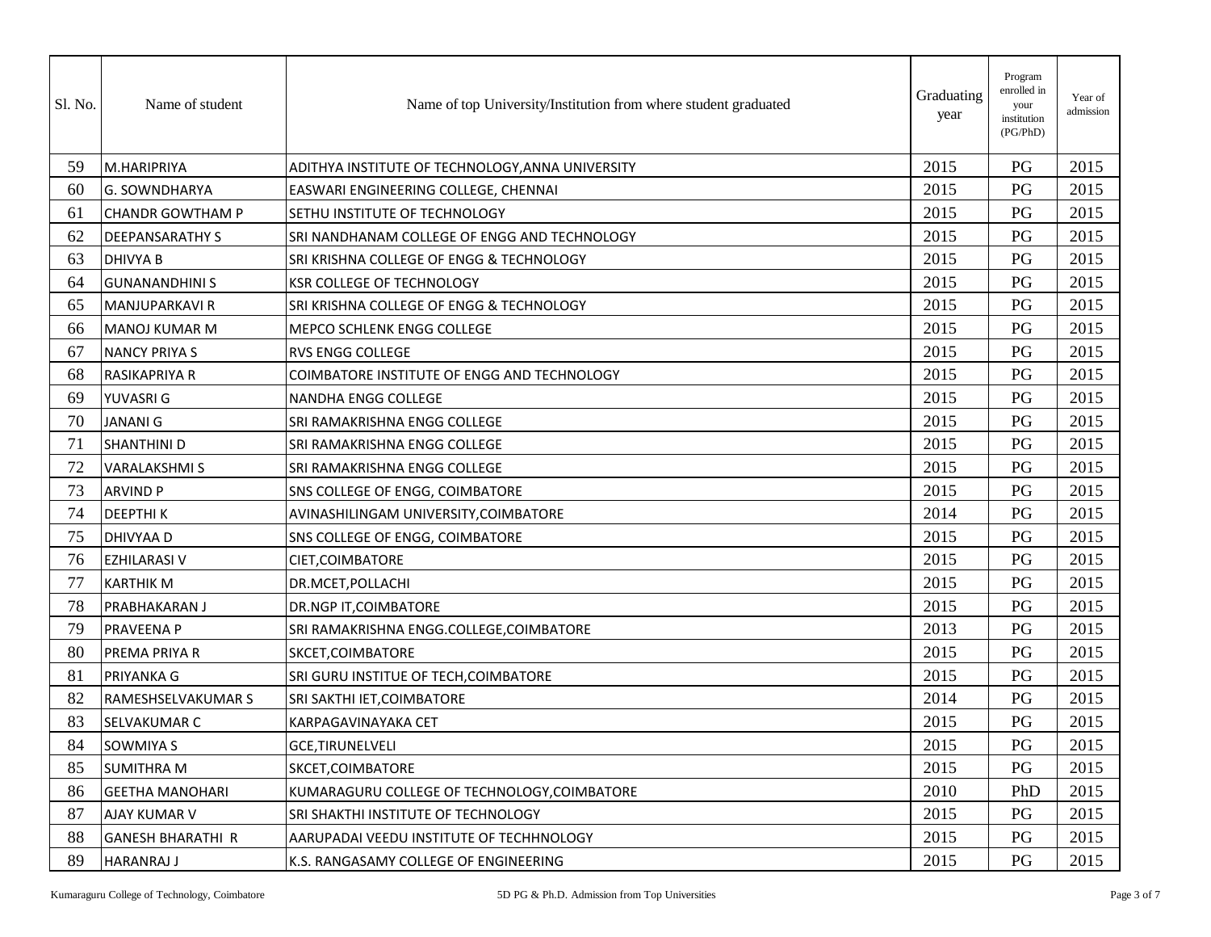| Sl. No. | Name of student | Name of top University/Institution from where student graduated | Graduating year | Program enrolled in your institution (PG/PhD) | Year of admission |
|---|---|---|---|---|---|
| 59 | M.HARIPRIYA | ADITHYA INSTITUTE OF TECHNOLOGY,ANNA UNIVERSITY | 2015 | PG | 2015 |
| 60 | G. SOWNDHARYA | EASWARI ENGINEERING COLLEGE, CHENNAI | 2015 | PG | 2015 |
| 61 | CHANDR GOWTHAM P | SETHU INSTITUTE OF TECHNOLOGY | 2015 | PG | 2015 |
| 62 | DEEPANSARATHY S | SRI NANDHANAM COLLEGE OF ENGG AND TECHNOLOGY | 2015 | PG | 2015 |
| 63 | DHIVYA B | SRI KRISHNA COLLEGE OF ENGG & TECHNOLOGY | 2015 | PG | 2015 |
| 64 | GUNANANDHINI S | KSR COLLEGE OF TECHNOLOGY | 2015 | PG | 2015 |
| 65 | MANJUPARKAVI R | SRI KRISHNA COLLEGE OF ENGG & TECHNOLOGY | 2015 | PG | 2015 |
| 66 | MANOJ KUMAR M | MEPCO SCHLENK ENGG COLLEGE | 2015 | PG | 2015 |
| 67 | NANCY PRIYA S | RVS ENGG COLLEGE | 2015 | PG | 2015 |
| 68 | RASIKAPRIYA R | COIMBATORE INSTITUTE OF ENGG AND TECHNOLOGY | 2015 | PG | 2015 |
| 69 | YUVASRI G | NANDHA ENGG COLLEGE | 2015 | PG | 2015 |
| 70 | JANANI G | SRI RAMAKRISHNA ENGG COLLEGE | 2015 | PG | 2015 |
| 71 | SHANTHINI D | SRI RAMAKRISHNA ENGG COLLEGE | 2015 | PG | 2015 |
| 72 | VARALAKSHMI S | SRI RAMAKRISHNA ENGG COLLEGE | 2015 | PG | 2015 |
| 73 | ARVIND P | SNS COLLEGE OF ENGG, COIMBATORE | 2015 | PG | 2015 |
| 74 | DEEPTHI K | AVINASHILINGAM UNIVERSITY,COIMBATORE | 2014 | PG | 2015 |
| 75 | DHIVYAA D | SNS COLLEGE OF ENGG, COIMBATORE | 2015 | PG | 2015 |
| 76 | EZHILARASI V | CIET,COIMBATORE | 2015 | PG | 2015 |
| 77 | KARTHIK M | DR.MCET,POLLACHI | 2015 | PG | 2015 |
| 78 | PRABHAKARAN J | DR.NGP IT,COIMBATORE | 2015 | PG | 2015 |
| 79 | PRAVEENA P | SRI RAMAKRISHNA ENGG.COLLEGE,COIMBATORE | 2013 | PG | 2015 |
| 80 | PREMA PRIYA R | SKCET,COIMBATORE | 2015 | PG | 2015 |
| 81 | PRIYANKA G | SRI GURU INSTITUE OF TECH,COIMBATORE | 2015 | PG | 2015 |
| 82 | RAMESHSELVAKUMAR S | SRI SAKTHI IET,COIMBATORE | 2014 | PG | 2015 |
| 83 | SELVAKUMAR C | KARPAGAVINAYAKA CET | 2015 | PG | 2015 |
| 84 | SOWMIYA S | GCE,TIRUNELVELI | 2015 | PG | 2015 |
| 85 | SUMITHRA M | SKCET,COIMBATORE | 2015 | PG | 2015 |
| 86 | GEETHA MANOHARI | KUMARAGURU COLLEGE OF TECHNOLOGY,COIMBATORE | 2010 | PhD | 2015 |
| 87 | AJAY KUMAR V | SRI SHAKTHI INSTITUTE OF TECHNOLOGY | 2015 | PG | 2015 |
| 88 | GANESH BHARATHI R | AARUPADAI VEEDU INSTITUTE OF TECHHNOLOGY | 2015 | PG | 2015 |
| 89 | HARANRAJ J | K.S. RANGASAMY COLLEGE OF ENGINEERING | 2015 | PG | 2015 |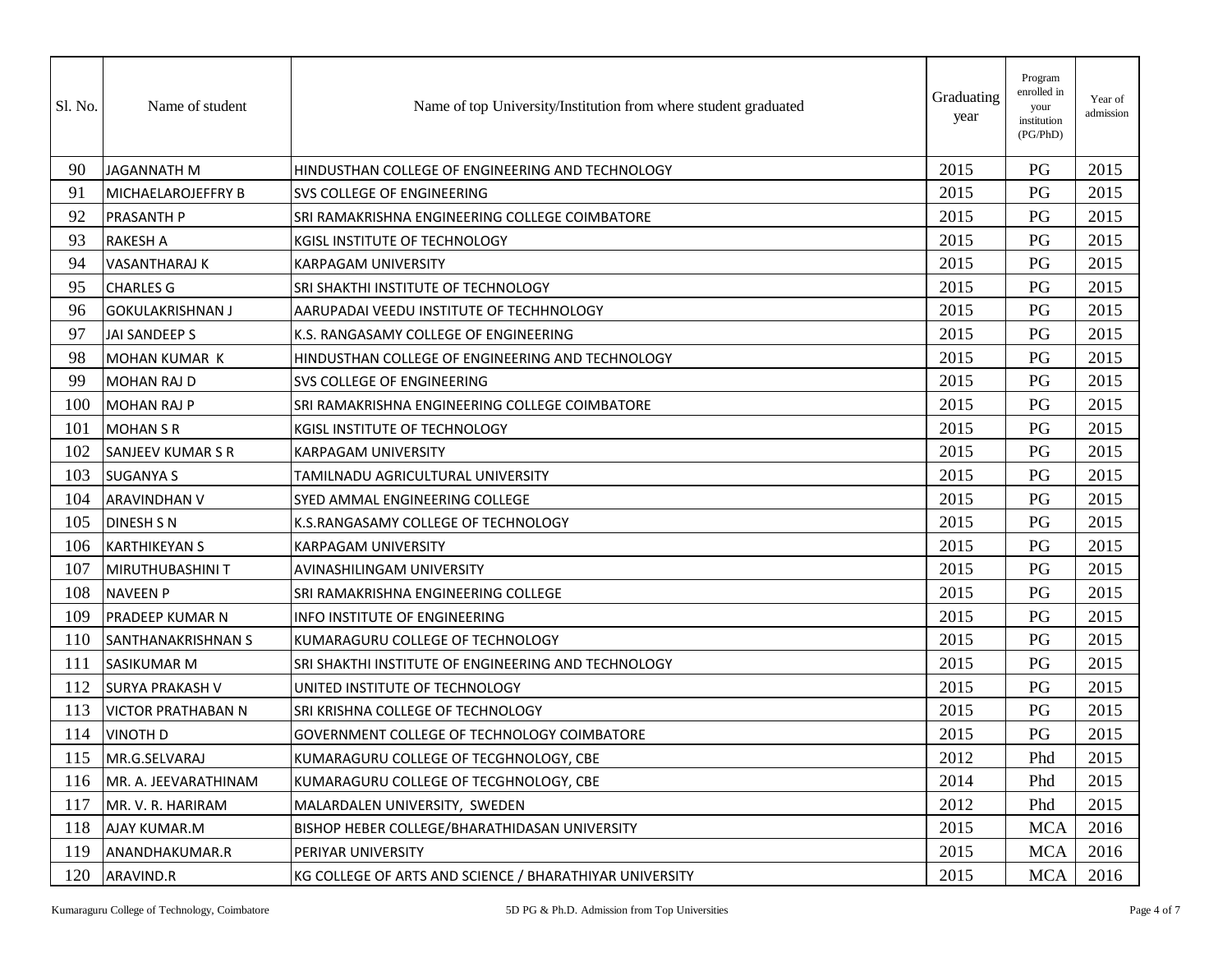| Sl. No. | Name of student | Name of top University/Institution from where student graduated | Graduating year | Program enrolled in your institution (PG/PhD) | Year of admission |
|---|---|---|---|---|---|
| 90 | JAGANNATH M | HINDUSTHAN COLLEGE OF ENGINEERING AND TECHNOLOGY | 2015 | PG | 2015 |
| 91 | MICHAELAROJEFFRY B | SVS COLLEGE OF ENGINEERING | 2015 | PG | 2015 |
| 92 | PRASANTH P | SRI RAMAKRISHNA ENGINEERING COLLEGE COIMBATORE | 2015 | PG | 2015 |
| 93 | RAKESH A | KGISL INSTITUTE OF TECHNOLOGY | 2015 | PG | 2015 |
| 94 | VASANTHARAJ K | KARPAGAM UNIVERSITY | 2015 | PG | 2015 |
| 95 | CHARLES G | SRI SHAKTHI INSTITUTE OF TECHNOLOGY | 2015 | PG | 2015 |
| 96 | GOKULAKRISHNAN J | AARUPADAI VEEDU INSTITUTE OF TECHHNOLOGY | 2015 | PG | 2015 |
| 97 | JAI SANDEEP S | K.S. RANGASAMY COLLEGE OF ENGINEERING | 2015 | PG | 2015 |
| 98 | MOHAN KUMAR K | HINDUSTHAN COLLEGE OF ENGINEERING AND TECHNOLOGY | 2015 | PG | 2015 |
| 99 | MOHAN RAJ D | SVS COLLEGE OF ENGINEERING | 2015 | PG | 2015 |
| 100 | MOHAN RAJ P | SRI RAMAKRISHNA ENGINEERING COLLEGE COIMBATORE | 2015 | PG | 2015 |
| 101 | MOHAN S R | KGISL INSTITUTE OF TECHNOLOGY | 2015 | PG | 2015 |
| 102 | SANJEEV KUMAR S R | KARPAGAM UNIVERSITY | 2015 | PG | 2015 |
| 103 | SUGANYA S | TAMILNADU AGRICULTURAL UNIVERSITY | 2015 | PG | 2015 |
| 104 | ARAVINDHAN V | SYED AMMAL ENGINEERING COLLEGE | 2015 | PG | 2015 |
| 105 | DINESH S N | K.S.RANGASAMY COLLEGE OF TECHNOLOGY | 2015 | PG | 2015 |
| 106 | KARTHIKEYAN S | KARPAGAM UNIVERSITY | 2015 | PG | 2015 |
| 107 | MIRUTHUBASHINI T | AVINASHILINGAM UNIVERSITY | 2015 | PG | 2015 |
| 108 | NAVEEN P | SRI RAMAKRISHNA ENGINEERING COLLEGE | 2015 | PG | 2015 |
| 109 | PRADEEP KUMAR N | INFO INSTITUTE OF ENGINEERING | 2015 | PG | 2015 |
| 110 | SANTHANAKRISHNAN S | KUMARAGURU COLLEGE OF TECHNOLOGY | 2015 | PG | 2015 |
| 111 | SASIKUMAR M | SRI SHAKTHI INSTITUTE OF ENGINEERING AND TECHNOLOGY | 2015 | PG | 2015 |
| 112 | SURYA PRAKASH V | UNITED INSTITUTE OF TECHNOLOGY | 2015 | PG | 2015 |
| 113 | VICTOR PRATHABAN N | SRI KRISHNA COLLEGE OF TECHNOLOGY | 2015 | PG | 2015 |
| 114 | VINOTH D | GOVERNMENT COLLEGE OF TECHNOLOGY COIMBATORE | 2015 | PG | 2015 |
| 115 | MR.G.SELVARAJ | KUMARAGURU COLLEGE OF TECGHNOLOGY, CBE | 2012 | Phd | 2015 |
| 116 | MR. A. JEEVARATHINAM | KUMARAGURU COLLEGE OF TECGHNOLOGY, CBE | 2014 | Phd | 2015 |
| 117 | MR. V. R. HARIRAM | MALARDALEN UNIVERSITY, SWEDEN | 2012 | Phd | 2015 |
| 118 | AJAY KUMAR.M | BISHOP HEBER COLLEGE/BHARATHIDASAN UNIVERSITY | 2015 | MCA | 2016 |
| 119 | ANANDHAKUMAR.R | PERIYAR UNIVERSITY | 2015 | MCA | 2016 |
| 120 | ARAVIND.R | KG COLLEGE OF ARTS AND SCIENCE / BHARATHIYAR UNIVERSITY | 2015 | MCA | 2016 |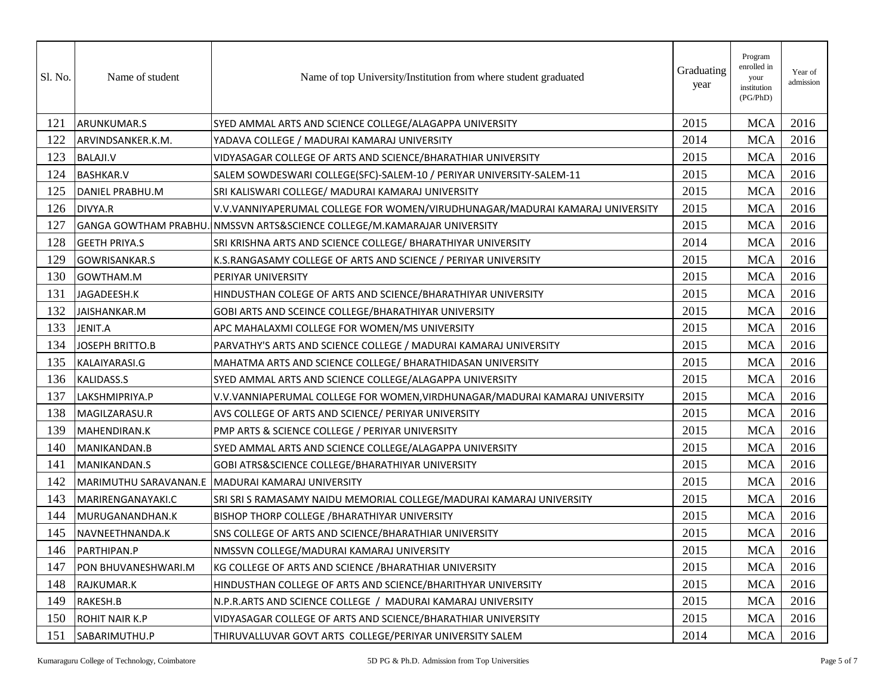| Sl. No. | Name of student | Name of top University/Institution from where student graduated | Graduating year | Program enrolled in your institution (PG/PhD) | Year of admission |
|---|---|---|---|---|---|
| 121 | ARUNKUMAR.S | SYED AMMAL ARTS AND SCIENCE COLLEGE/ALAGAPPA UNIVERSITY | 2015 | MCA | 2016 |
| 122 | ARVINDSANKER.K.M. | YADAVA COLLEGE / MADURAI KAMARAJ UNIVERSITY | 2014 | MCA | 2016 |
| 123 | BALAJI.V | VIDYASAGAR COLLEGE OF ARTS AND SCIENCE/BHARATHIAR UNIVERSITY | 2015 | MCA | 2016 |
| 124 | BASHKAR.V | SALEM SOWDESWARI COLLEGE(SFC)-SALEM-10 / PERIYAR UNIVERSITY-SALEM-11 | 2015 | MCA | 2016 |
| 125 | DANIEL PRABHU.M | SRI KALISWARI COLLEGE/ MADURAI KAMARAJ UNIVERSITY | 2015 | MCA | 2016 |
| 126 | DIVYA.R | V.V.VANNIYAPERUMAL COLLEGE FOR WOMEN/VIRUDHUNAGAR/MADURAI KAMARAJ UNIVERSITY | 2015 | MCA | 2016 |
| 127 | GANGA GOWTHAM PRABHU. | NMSSVN ARTS&SCIENCE COLLEGE/M.KAMARAJAR UNIVERSITY | 2015 | MCA | 2016 |
| 128 | GEETH PRIYA.S | SRI KRISHNA ARTS AND SCIENCE COLLEGE/ BHARATHIYAR UNIVERSITY | 2014 | MCA | 2016 |
| 129 | GOWRISANKAR.S | K.S.RANGASAMY COLLEGE OF ARTS AND SCIENCE / PERIYAR UNIVERSITY | 2015 | MCA | 2016 |
| 130 | GOWTHAM.M | PERIYAR UNIVERSITY | 2015 | MCA | 2016 |
| 131 | JAGADEESH.K | HINDUSTHAN COLEGE OF ARTS AND SCIENCE/BHARATHIYAR UNIVERSITY | 2015 | MCA | 2016 |
| 132 | JAISHANKAR.M | GOBI ARTS AND SCEINCE COLLEGE/BHARATHIYAR UNIVERSITY | 2015 | MCA | 2016 |
| 133 | JENIT.A | APC MAHALAXMI COLLEGE FOR WOMEN/MS UNIVERSITY | 2015 | MCA | 2016 |
| 134 | JOSEPH BRITTO.B | PARVATHY'S ARTS AND SCIENCE COLLEGE / MADURAI KAMARAJ UNIVERSITY | 2015 | MCA | 2016 |
| 135 | KALAIYARASI.G | MAHATMA ARTS AND SCIENCE COLLEGE/ BHARATHIDASAN UNIVERSITY | 2015 | MCA | 2016 |
| 136 | KALIDASS.S | SYED AMMAL ARTS AND SCIENCE COLLEGE/ALAGAPPA UNIVERSITY | 2015 | MCA | 2016 |
| 137 | LAKSHMIPRIYA.P | V.V.VANNIAPERUMAL COLLEGE FOR WOMEN,VIRDHUNAGAR/MADURAI KAMARAJ UNIVERSITY | 2015 | MCA | 2016 |
| 138 | MAGILZARASU.R | AVS COLLEGE OF ARTS AND SCIENCE/ PERIYAR UNIVERSITY | 2015 | MCA | 2016 |
| 139 | MAHENDIRAN.K | PMP ARTS & SCIENCE COLLEGE / PERIYAR UNIVERSITY | 2015 | MCA | 2016 |
| 140 | MANIKANDAN.B | SYED AMMAL ARTS AND SCIENCE COLLEGE/ALAGAPPA UNIVERSITY | 2015 | MCA | 2016 |
| 141 | MANIKANDAN.S | GOBI ATRS&SCIENCE COLLEGE/BHARATHIYAR UNIVERSITY | 2015 | MCA | 2016 |
| 142 | MARIMUTHU SARAVANAN.E | MADURAI KAMARAJ UNIVERSITY | 2015 | MCA | 2016 |
| 143 | MARIRENGANAYAKI.C | SRI SRI S RAMASAMY NAIDU MEMORIAL COLLEGE/MADURAI KAMARAJ UNIVERSITY | 2015 | MCA | 2016 |
| 144 | MURUGANANDHAN.K | BISHOP THORP COLLEGE /BHARATHIYAR UNIVERSITY | 2015 | MCA | 2016 |
| 145 | NAVNEETHNANDA.K | SNS COLLEGE OF ARTS AND SCIENCE/BHARATHIAR UNIVERSITY | 2015 | MCA | 2016 |
| 146 | PARTHIPAN.P | NMSSVN COLLEGE/MADURAI KAMARAJ UNIVERSITY | 2015 | MCA | 2016 |
| 147 | PON BHUVANESHWARI.M | KG COLLEGE OF ARTS AND SCIENCE /BHARATHIAR UNIVERSITY | 2015 | MCA | 2016 |
| 148 | RAJKUMAR.K | HINDUSTHAN COLLEGE OF ARTS AND SCIENCE/BHARITHYAR UNIVERSITY | 2015 | MCA | 2016 |
| 149 | RAKESH.B | N.P.R.ARTS AND SCIENCE COLLEGE / MADURAI KAMARAJ UNIVERSITY | 2015 | MCA | 2016 |
| 150 | ROHIT NAIR K.P | VIDYASAGAR COLLEGE OF ARTS AND SCIENCE/BHARATHIAR UNIVERSITY | 2015 | MCA | 2016 |
| 151 | SABARIMUTHU.P | THIRUVALLUVAR GOVT ARTS COLLEGE/PERIYAR UNIVERSITY SALEM | 2014 | MCA | 2016 |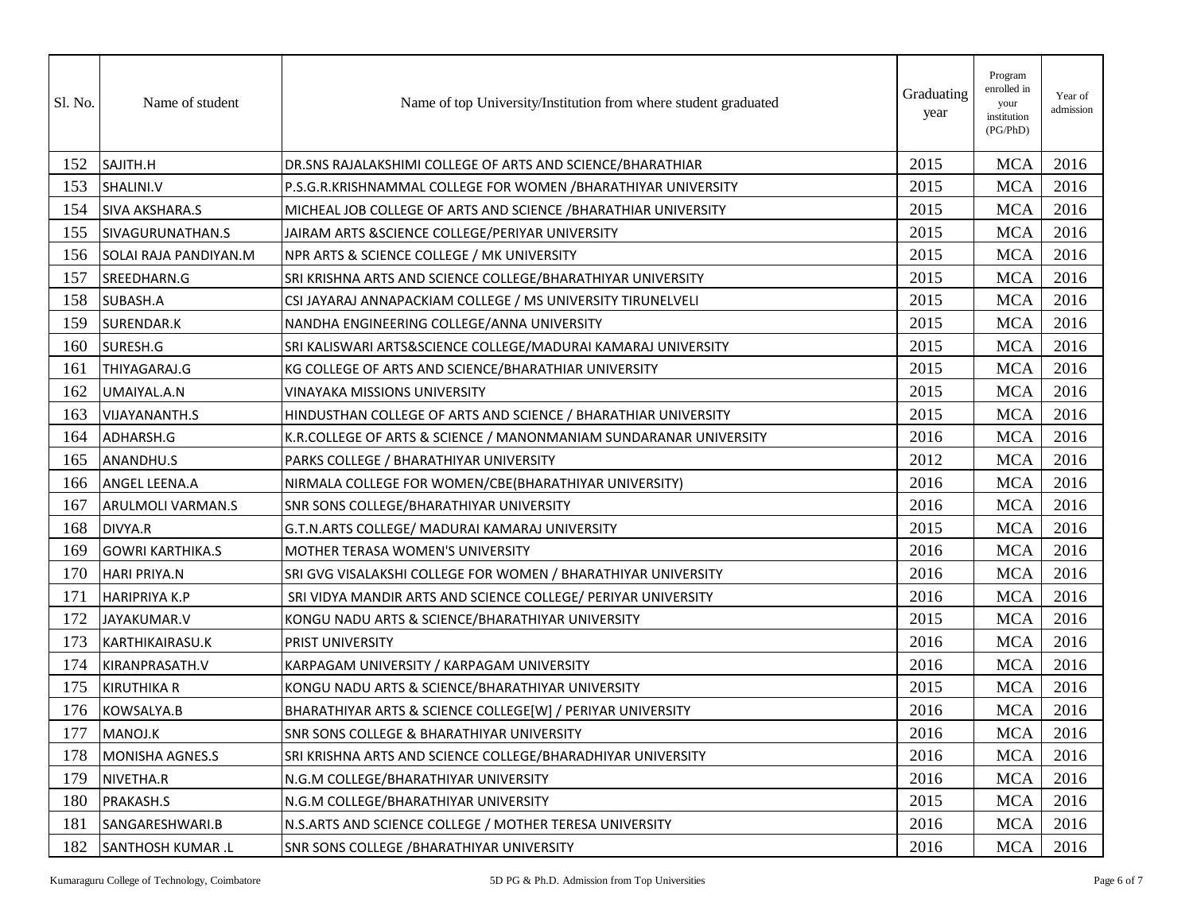| Sl. No. | Name of student | Name of top University/Institution from where student graduated | Graduating year | Program enrolled in your institution (PG/PhD) | Year of admission |
|---|---|---|---|---|---|
| 152 | SAJITH.H | DR.SNS RAJALAKSHIMI COLLEGE OF ARTS AND SCIENCE/BHARATHIAR | 2015 | MCA | 2016 |
| 153 | SHALINI.V | P.S.G.R.KRISHNAMMAL COLLEGE FOR WOMEN /BHARATHIYAR UNIVERSITY | 2015 | MCA | 2016 |
| 154 | SIVA AKSHARA.S | MICHEAL JOB COLLEGE OF ARTS AND SCIENCE /BHARATHIAR UNIVERSITY | 2015 | MCA | 2016 |
| 155 | SIVAGURUNATHAN.S | JAIRAM ARTS &SCIENCE COLLEGE/PERIYAR UNIVERSITY | 2015 | MCA | 2016 |
| 156 | SOLAI RAJA PANDIYAN.M | NPR ARTS & SCIENCE COLLEGE / MK UNIVERSITY | 2015 | MCA | 2016 |
| 157 | SREEDHARN.G | SRI KRISHNA ARTS AND SCIENCE COLLEGE/BHARATHIYAR UNIVERSITY | 2015 | MCA | 2016 |
| 158 | SUBASH.A | CSI JAYARAJ ANNAPACKIAM COLLEGE / MS UNIVERSITY TIRUNELVELI | 2015 | MCA | 2016 |
| 159 | SURENDAR.K | NANDHA ENGINEERING COLLEGE/ANNA UNIVERSITY | 2015 | MCA | 2016 |
| 160 | SURESH.G | SRI KALISWARI ARTS&SCIENCE COLLEGE/MADURAI KAMARAJ UNIVERSITY | 2015 | MCA | 2016 |
| 161 | THIYAGARAJ.G | KG COLLEGE OF ARTS AND SCIENCE/BHARATHIAR UNIVERSITY | 2015 | MCA | 2016 |
| 162 | UMAIYAL.A.N | VINAYAKA MISSIONS UNIVERSITY | 2015 | MCA | 2016 |
| 163 | VIJAYANANTH.S | HINDUSTHAN COLLEGE OF ARTS AND SCIENCE / BHARATHIAR UNIVERSITY | 2015 | MCA | 2016 |
| 164 | ADHARSH.G | K.R.COLLEGE OF ARTS & SCIENCE / MANONMANIAM SUNDARANAR UNIVERSITY | 2016 | MCA | 2016 |
| 165 | ANANDHU.S | PARKS COLLEGE / BHARATHIYAR UNIVERSITY | 2012 | MCA | 2016 |
| 166 | ANGEL LEENA.A | NIRMALA COLLEGE FOR WOMEN/CBE(BHARATHIYAR UNIVERSITY) | 2016 | MCA | 2016 |
| 167 | ARULMOLI VARMAN.S | SNR SONS COLLEGE/BHARATHIYAR UNIVERSITY | 2016 | MCA | 2016 |
| 168 | DIVYA.R | G.T.N.ARTS COLLEGE/ MADURAI KAMARAJ UNIVERSITY | 2015 | MCA | 2016 |
| 169 | GOWRI KARTHIKA.S | MOTHER TERASA WOMEN'S UNIVERSITY | 2016 | MCA | 2016 |
| 170 | HARI PRIYA.N | SRI GVG VISALAKSHI COLLEGE FOR WOMEN / BHARATHIYAR UNIVERSITY | 2016 | MCA | 2016 |
| 171 | HARIPRIYA K.P | SRI VIDYA MANDIR ARTS AND SCIENCE COLLEGE/ PERIYAR UNIVERSITY | 2016 | MCA | 2016 |
| 172 | JAYAKUMAR.V | KONGU NADU ARTS & SCIENCE/BHARATHIYAR UNIVERSITY | 2015 | MCA | 2016 |
| 173 | KARTHIKAIRASU.K | PRIST UNIVERSITY | 2016 | MCA | 2016 |
| 174 | KIRANPRASATH.V | KARPAGAM UNIVERSITY / KARPAGAM UNIVERSITY | 2016 | MCA | 2016 |
| 175 | KIRUTHIKA R | KONGU NADU ARTS & SCIENCE/BHARATHIYAR UNIVERSITY | 2015 | MCA | 2016 |
| 176 | KOWSALYA.B | BHARATHIYAR ARTS & SCIENCE COLLEGE[W] / PERIYAR UNIVERSITY | 2016 | MCA | 2016 |
| 177 | MANOJ.K | SNR SONS COLLEGE & BHARATHIYAR UNIVERSITY | 2016 | MCA | 2016 |
| 178 | MONISHA AGNES.S | SRI KRISHNA ARTS AND SCIENCE COLLEGE/BHARADHIYAR UNIVERSITY | 2016 | MCA | 2016 |
| 179 | NIVETHA.R | N.G.M COLLEGE/BHARATHIYAR UNIVERSITY | 2016 | MCA | 2016 |
| 180 | PRAKASH.S | N.G.M COLLEGE/BHARATHIYAR UNIVERSITY | 2015 | MCA | 2016 |
| 181 | SANGARESHWARI.B | N.S.ARTS AND SCIENCE COLLEGE / MOTHER TERESA UNIVERSITY | 2016 | MCA | 2016 |
| 182 | SANTHOSH KUMAR .L | SNR SONS COLLEGE /BHARATHIYAR UNIVERSITY | 2016 | MCA | 2016 |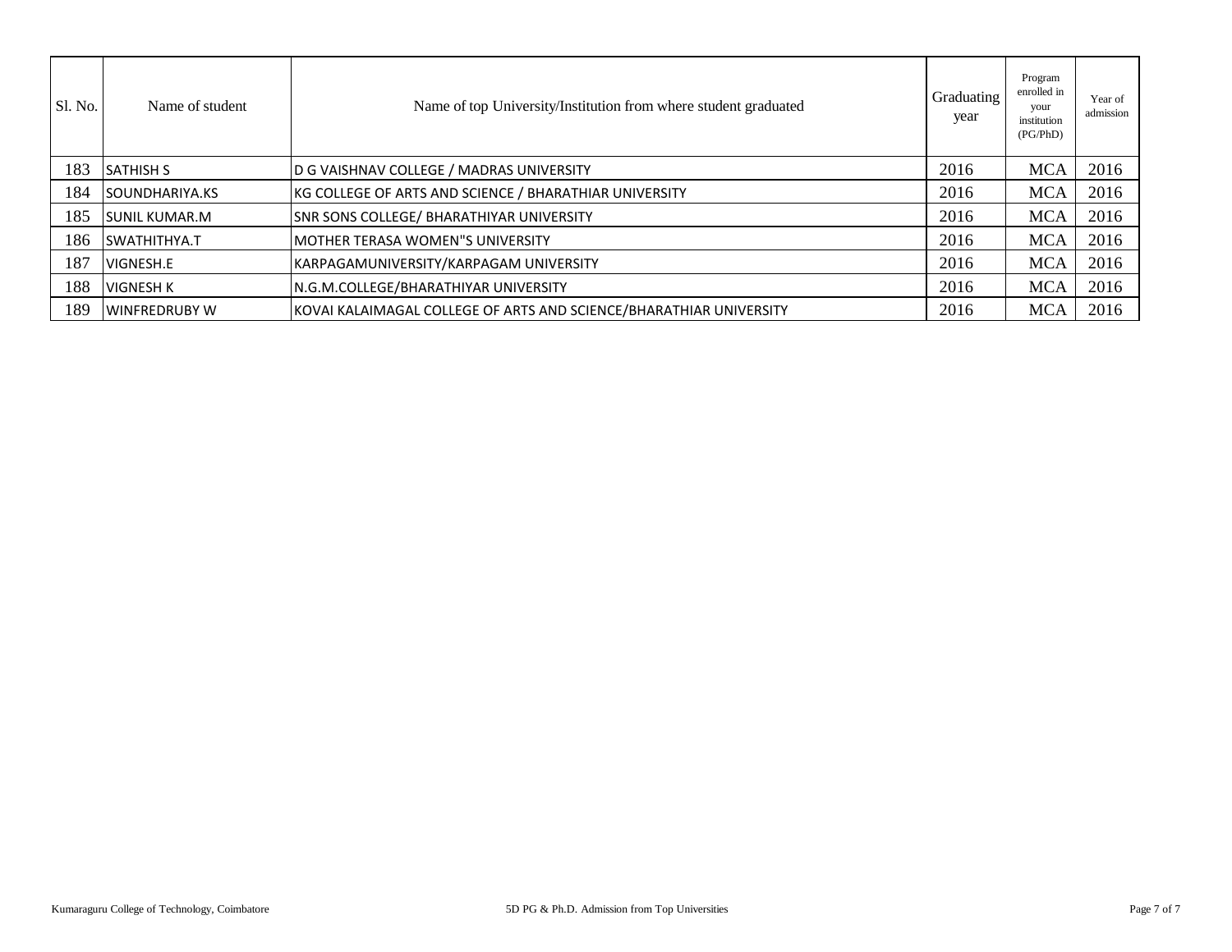| Sl. No. | Name of student | Name of top University/Institution from where student graduated | Graduating year | Program enrolled in your institution (PG/PhD) | Year of admission |
|---|---|---|---|---|---|
| 183 | SATHISH S | D G VAISHNAV COLLEGE / MADRAS UNIVERSITY | 2016 | MCA | 2016 |
| 184 | SOUNDHARIYA.KS | KG COLLEGE OF ARTS AND SCIENCE / BHARATHIAR UNIVERSITY | 2016 | MCA | 2016 |
| 185 | SUNIL KUMAR.M | SNR SONS COLLEGE/ BHARATHIYAR UNIVERSITY | 2016 | MCA | 2016 |
| 186 | SWATHITHYA.T | MOTHER TERASA WOMEN"S UNIVERSITY | 2016 | MCA | 2016 |
| 187 | VIGNESH.E | KARPAGAMUNIVERSITY/KARPAGAM UNIVERSITY | 2016 | MCA | 2016 |
| 188 | VIGNESH K | N.G.M.COLLEGE/BHARATHIYAR UNIVERSITY | 2016 | MCA | 2016 |
| 189 | WINFREDRUBY W | KOVAI KALAIMAGAL COLLEGE OF ARTS AND SCIENCE/BHARATHIAR UNIVERSITY | 2016 | MCA | 2016 |